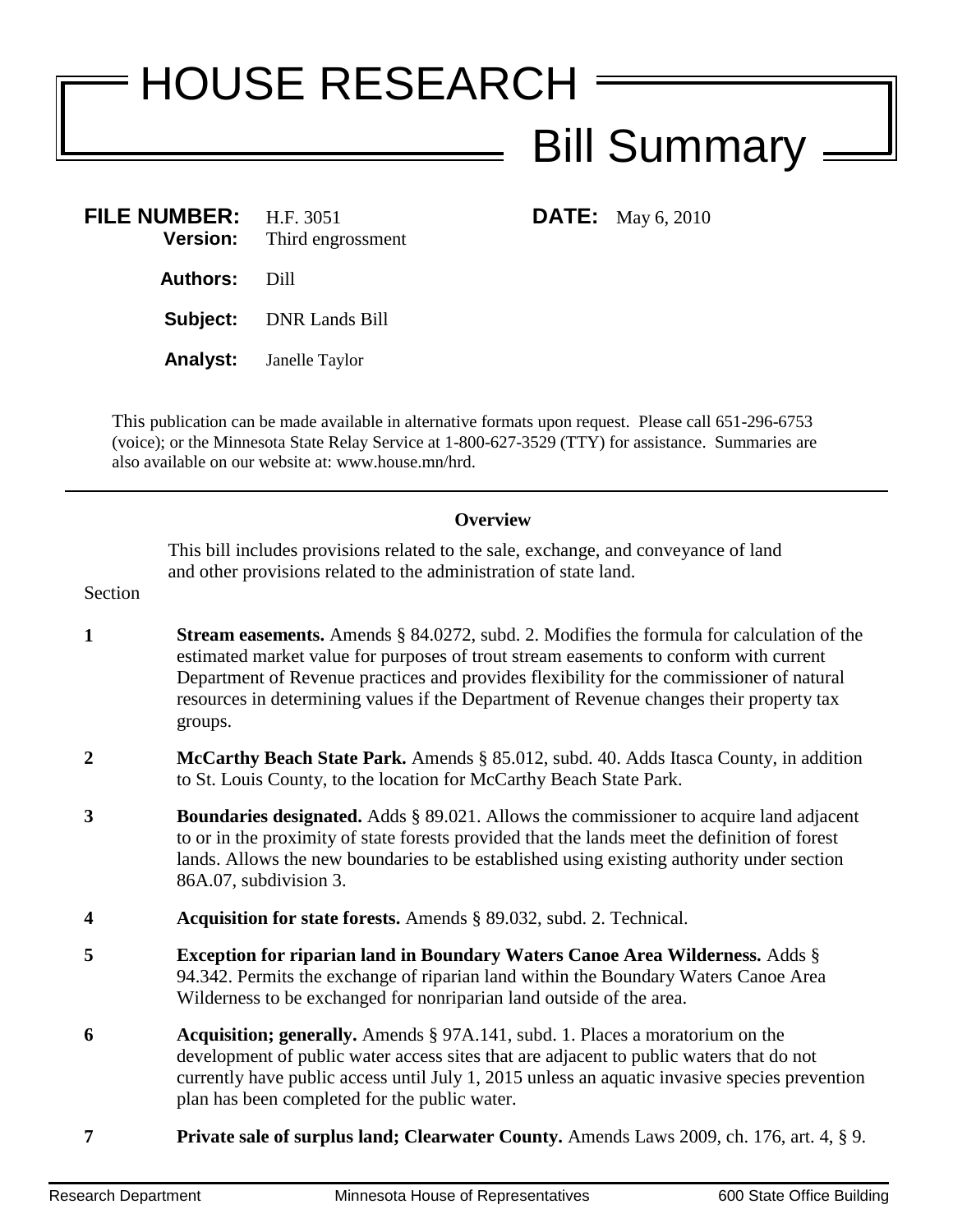# HOUSE RESEARCH

## Bill Summary

**FILE NUMBER:** H.F. 3051
**Version:** Third engrossment

**DATE:** May 6, 2010

**Authors:** Dill

**Subject:** DNR Lands Bill

**Analyst:** Janelle Taylor

This publication can be made available in alternative formats upon request. Please call 651-296-6753 (voice); or the Minnesota State Relay Service at 1-800-627-3529 (TTY) for assistance. Summaries are also available on our website at: www.house.mn/hrd.

---

### Overview

This bill includes provisions related to the sale, exchange, and conveyance of land and other provisions related to the administration of state land.

Section

**1** **Stream easements.** Amends § 84.0272, subd. 2. Modifies the formula for calculation of the estimated market value for purposes of trout stream easements to conform with current Department of Revenue practices and provides flexibility for the commissioner of natural resources in determining values if the Department of Revenue changes their property tax groups.

**2** **McCarthy Beach State Park.** Amends § 85.012, subd. 40. Adds Itasca County, in addition to St. Louis County, to the location for McCarthy Beach State Park.

**3** **Boundaries designated.** Adds § 89.021. Allows the commissioner to acquire land adjacent to or in the proximity of state forests provided that the lands meet the definition of forest lands. Allows the new boundaries to be established using existing authority under section 86A.07, subdivision 3.

**4** **Acquisition for state forests.** Amends § 89.032, subd. 2. Technical.

**5** **Exception for riparian land in Boundary Waters Canoe Area Wilderness.** Adds § 94.342. Permits the exchange of riparian land within the Boundary Waters Canoe Area Wilderness to be exchanged for nonriparian land outside of the area.

**6** **Acquisition; generally.** Amends § 97A.141, subd. 1. Places a moratorium on the development of public water access sites that are adjacent to public waters that do not currently have public access until July 1, 2015 unless an aquatic invasive species prevention plan has been completed for the public water.

**7** **Private sale of surplus land; Clearwater County.** Amends Laws 2009, ch. 176, art. 4, § 9.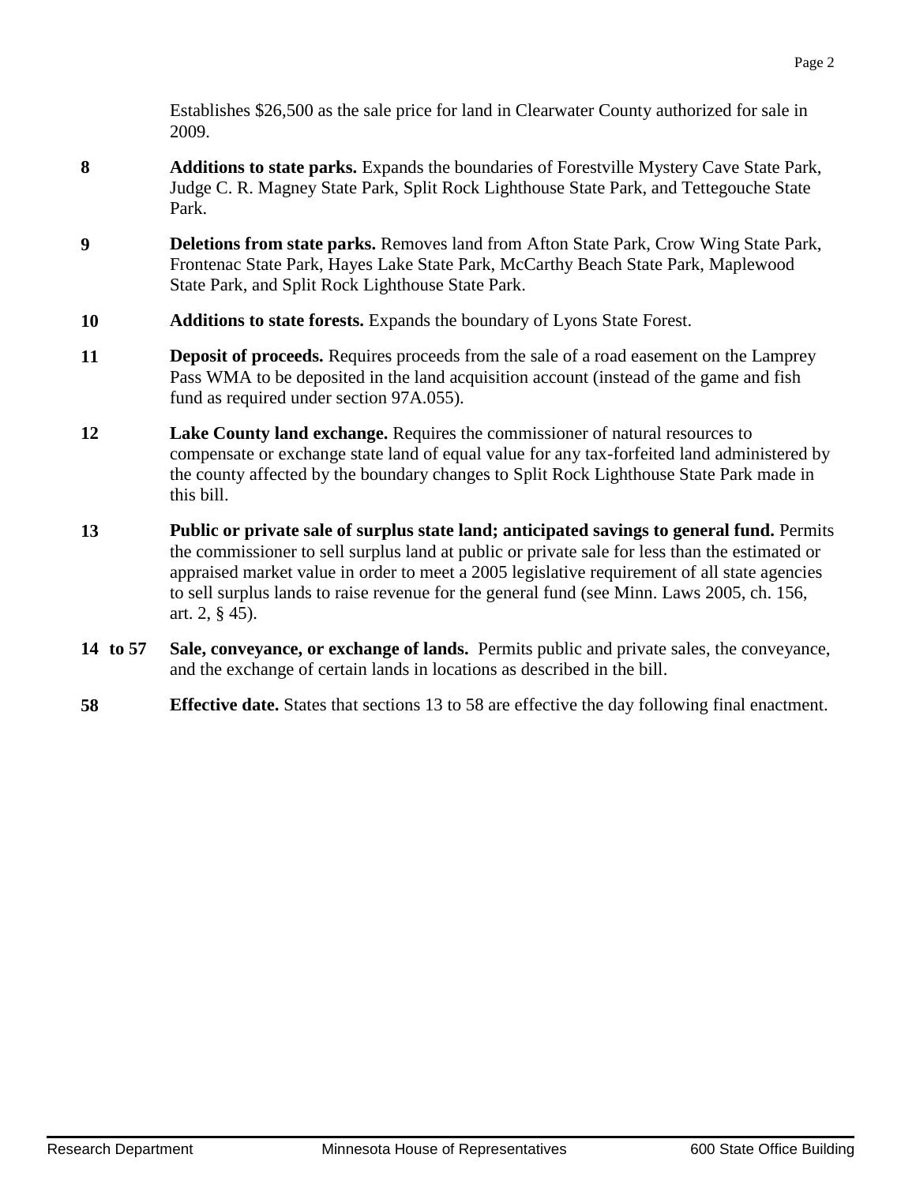Establishes $26,500 as the sale price for land in Clearwater County authorized for sale in 2009.

**8** **Additions to state parks.** Expands the boundaries of Forestville Mystery Cave State Park, Judge C. R. Magney State Park, Split Rock Lighthouse State Park, and Tettegouche State Park.

**9** **Deletions from state parks.** Removes land from Afton State Park, Crow Wing State Park, Frontenac State Park, Hayes Lake State Park, McCarthy Beach State Park, Maplewood State Park, and Split Rock Lighthouse State Park.

**10** **Additions to state forests.** Expands the boundary of Lyons State Forest.

**11** **Deposit of proceeds.** Requires proceeds from the sale of a road easement on the Lamprey Pass WMA to be deposited in the land acquisition account (instead of the game and fish fund as required under section 97A.055).

**12** **Lake County land exchange.** Requires the commissioner of natural resources to compensate or exchange state land of equal value for any tax-forfeited land administered by the county affected by the boundary changes to Split Rock Lighthouse State Park made in this bill.

**13** **Public or private sale of surplus state land; anticipated savings to general fund.** Permits the commissioner to sell surplus land at public or private sale for less than the estimated or appraised market value in order to meet a 2005 legislative requirement of all state agencies to sell surplus lands to raise revenue for the general fund (see Minn. Laws 2005, ch. 156, art. 2, § 45).

**14 to 57** **Sale, conveyance, or exchange of lands.** Permits public and private sales, the conveyance, and the exchange of certain lands in locations as described in the bill.

**58** **Effective date.** States that sections 13 to 58 are effective the day following final enactment.